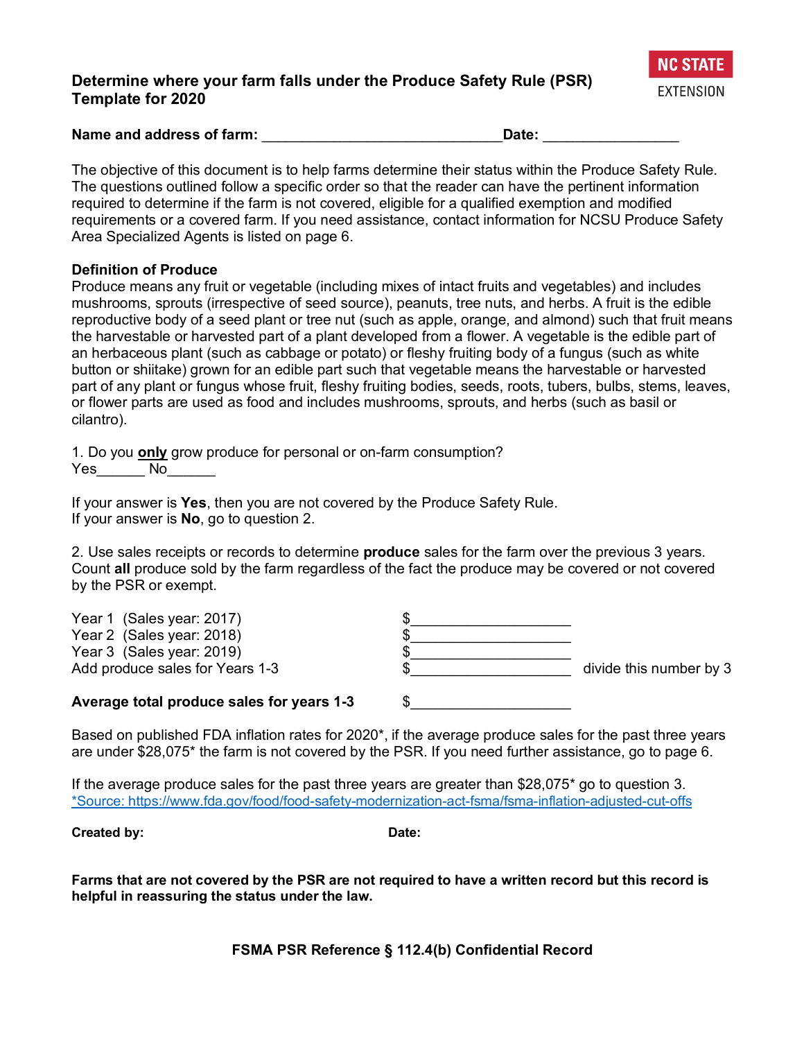# Determine where your farm falls under the Produce Safety Rule (PSR) Template for 2020

NC STATE EXTENSION

**Name and address of farm:** ______________________________ **Date:** _________________

The objective of this document is to help farms determine their status within the Produce Safety Rule. The questions outlined follow a specific order so that the reader can have the pertinent information required to determine if the farm is not covered, eligible for a qualified exemption and modified requirements or a covered farm. If you need assistance, contact information for NCSU Produce Safety Area Specialized Agents is listed on page 6.

**Definition of Produce**

Produce means any fruit or vegetable (including mixes of intact fruits and vegetables) and includes mushrooms, sprouts (irrespective of seed source), peanuts, tree nuts, and herbs. A fruit is the edible reproductive body of a seed plant or tree nut (such as apple, orange, and almond) such that fruit means the harvestable or harvested part of a plant developed from a flower. A vegetable is the edible part of an herbaceous plant (such as cabbage or potato) or fleshy fruiting body of a fungus (such as white button or shiitake) grown for an edible part such that vegetable means the harvestable or harvested part of any plant or fungus whose fruit, fleshy fruiting bodies, seeds, roots, tubers, bulbs, stems, leaves, or flower parts are used as food and includes mushrooms, sprouts, and herbs (such as basil or cilantro).

1. Do you **only** grow produce for personal or on-farm consumption?
Yes______ No______

If your answer is **Yes**, then you are not covered by the Produce Safety Rule.
If your answer is **No**, go to question 2.

2. Use sales receipts or records to determine **produce** sales for the farm over the previous 3 years. Count **all** produce sold by the farm regardless of the fact the produce may be covered or not covered by the PSR or exempt.

| | | |
|---|---|---|
| Year 1 (Sales year: 2017) | $____________________ | |
| Year 2 (Sales year: 2018) | $____________________ | |
| Year 3 (Sales year: 2019) | $____________________ | |
| Add produce sales for Years 1-3 | $____________________ | divide this number by 3 |
| **Average total produce sales for years 1-3** | $____________________ | |

Based on published FDA inflation rates for 2020*, if the average produce sales for the past three years are under $28,075* the farm is not covered by the PSR. If you need further assistance, go to page 6.

If the average produce sales for the past three years are greater than $28,075* go to question 3.
*Source: https://www.fda.gov/food/food-safety-modernization-act-fsma/fsma-inflation-adjusted-cut-offs

**Created by:** **Date:**

**Farms that are not covered by the PSR are not required to have a written record but this record is helpful in reassuring the status under the law.**

**FSMA PSR Reference § 112.4(b) Confidential Record**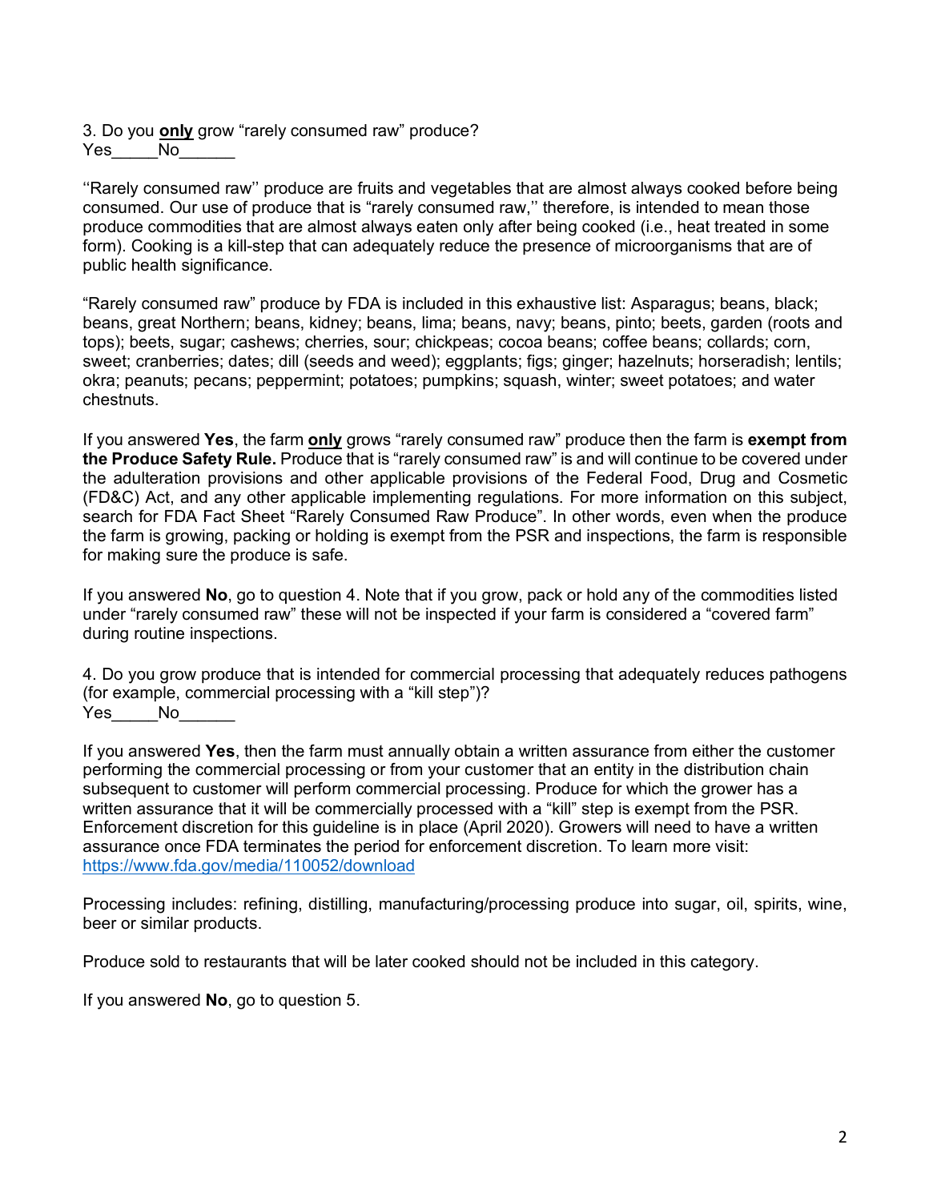3. Do you **only** grow “rarely consumed raw” produce?
Yes_____No______

‘‘Rarely consumed raw’’ produce are fruits and vegetables that are almost always cooked before being consumed. Our use of produce that is “rarely consumed raw,’’ therefore, is intended to mean those produce commodities that are almost always eaten only after being cooked (i.e., heat treated in some form). Cooking is a kill-step that can adequately reduce the presence of microorganisms that are of public health significance.

“Rarely consumed raw” produce by FDA is included in this exhaustive list: Asparagus; beans, black; beans, great Northern; beans, kidney; beans, lima; beans, navy; beans, pinto; beets, garden (roots and tops); beets, sugar; cashews; cherries, sour; chickpeas; cocoa beans; coffee beans; collards; corn, sweet; cranberries; dates; dill (seeds and weed); eggplants; figs; ginger; hazelnuts; horseradish; lentils; okra; peanuts; pecans; peppermint; potatoes; pumpkins; squash, winter; sweet potatoes; and water chestnuts.

If you answered **Yes**, the farm **only** grows “rarely consumed raw” produce then the farm is **exempt from the Produce Safety Rule.** Produce that is “rarely consumed raw” is and will continue to be covered under the adulteration provisions and other applicable provisions of the Federal Food, Drug and Cosmetic (FD&C) Act, and any other applicable implementing regulations. For more information on this subject, search for FDA Fact Sheet “Rarely Consumed Raw Produce”. In other words, even when the produce the farm is growing, packing or holding is exempt from the PSR and inspections, the farm is responsible for making sure the produce is safe.

If you answered **No**, go to question 4. Note that if you grow, pack or hold any of the commodities listed under “rarely consumed raw” these will not be inspected if your farm is considered a “covered farm” during routine inspections.

4. Do you grow produce that is intended for commercial processing that adequately reduces pathogens (for example, commercial processing with a “kill step”)?
Yes_____No______

If you answered **Yes**, then the farm must annually obtain a written assurance from either the customer performing the commercial processing or from your customer that an entity in the distribution chain subsequent to customer will perform commercial processing. Produce for which the grower has a written assurance that it will be commercially processed with a “kill” step is exempt from the PSR. Enforcement discretion for this guideline is in place (April 2020). Growers will need to have a written assurance once FDA terminates the period for enforcement discretion. To learn more visit: https://www.fda.gov/media/110052/download

Processing includes: refining, distilling, manufacturing/processing produce into sugar, oil, spirits, wine, beer or similar products.

Produce sold to restaurants that will be later cooked should not be included in this category.

If you answered **No**, go to question 5.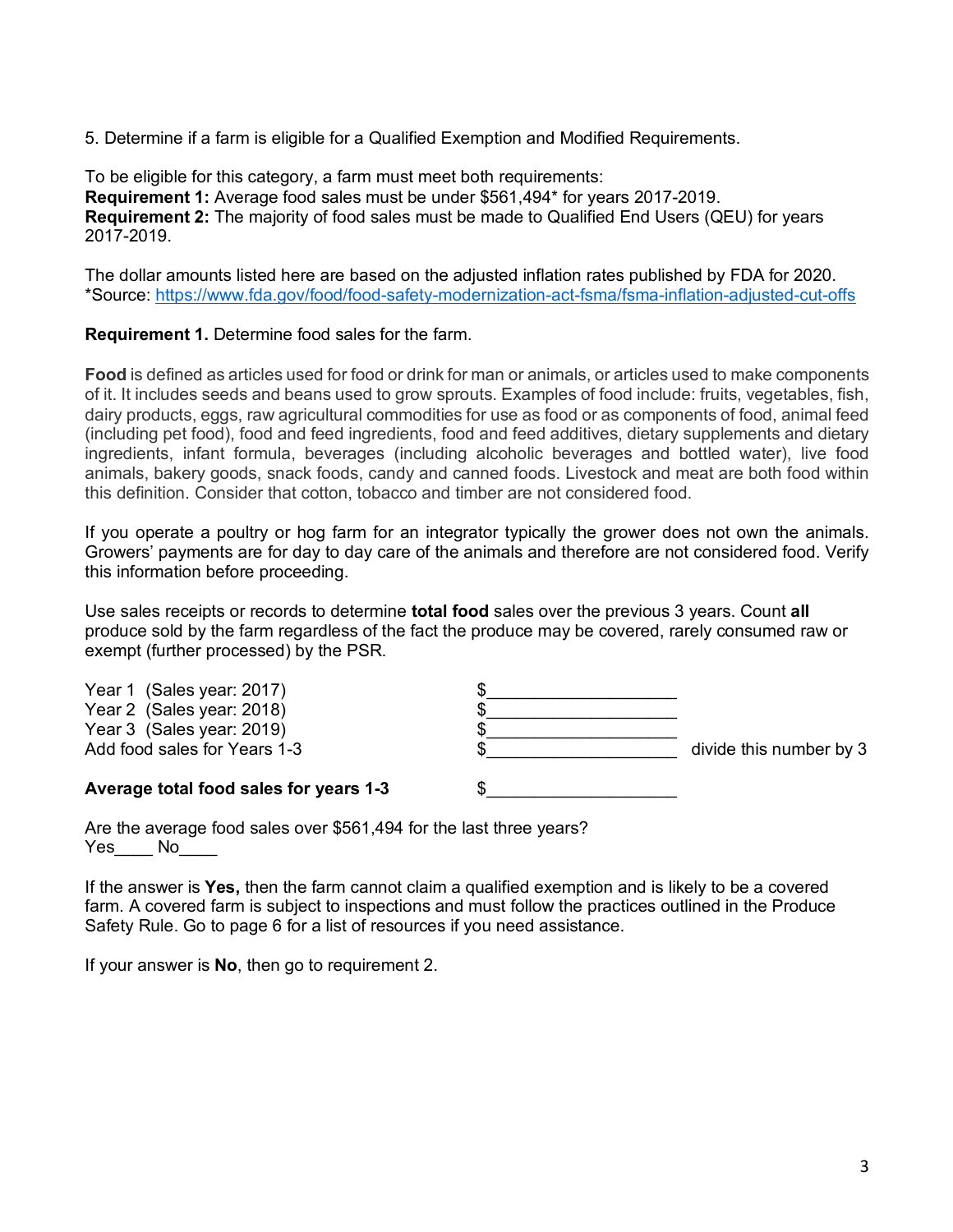5. Determine if a farm is eligible for a Qualified Exemption and Modified Requirements.

To be eligible for this category, a farm must meet both requirements:
**Requirement 1:** Average food sales must be under $561,494* for years 2017-2019.
**Requirement 2:** The majority of food sales must be made to Qualified End Users (QEU) for years 2017-2019.

The dollar amounts listed here are based on the adjusted inflation rates published by FDA for 2020.
*Source: https://www.fda.gov/food/food-safety-modernization-act-fsma/fsma-inflation-adjusted-cut-offs

**Requirement 1.** Determine food sales for the farm.

**Food** is defined as articles used for food or drink for man or animals, or articles used to make components of it. It includes seeds and beans used to grow sprouts. Examples of food include: fruits, vegetables, fish, dairy products, eggs, raw agricultural commodities for use as food or as components of food, animal feed (including pet food), food and feed ingredients, food and feed additives, dietary supplements and dietary ingredients, infant formula, beverages (including alcoholic beverages and bottled water), live food animals, bakery goods, snack foods, candy and canned foods. Livestock and meat are both food within this definition. Consider that cotton, tobacco and timber are not considered food.

If you operate a poultry or hog farm for an integrator typically the grower does not own the animals. Growers' payments are for day to day care of the animals and therefore are not considered food. Verify this information before proceeding.

Use sales receipts or records to determine **total food** sales over the previous 3 years. Count **all** produce sold by the farm regardless of the fact the produce may be covered, rarely consumed raw or exempt (further processed) by the PSR.

Year 1 (Sales year: 2017) $____________________
Year 2 (Sales year: 2018) $____________________
Year 3 (Sales year: 2019) $____________________
Add food sales for Years 1-3 $____________________ divide this number by 3

**Average total food sales for years 1-3** $____________________

Are the average food sales over $561,494 for the last three years?
Yes____ No____

If the answer is **Yes,** then the farm cannot claim a qualified exemption and is likely to be a covered farm. A covered farm is subject to inspections and must follow the practices outlined in the Produce Safety Rule. Go to page 6 for a list of resources if you need assistance.

If your answer is **No**, then go to requirement 2.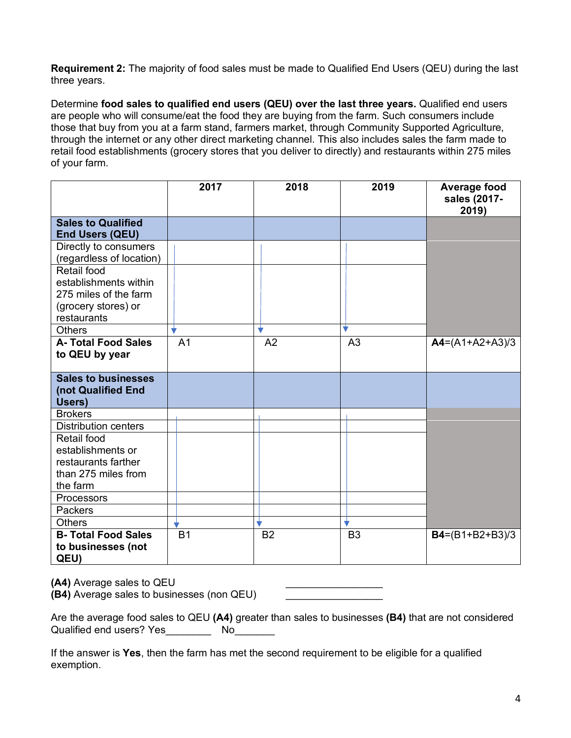**Requirement 2:** The majority of food sales must be made to Qualified End Users (QEU) during the last three years.

Determine **food sales to qualified end users (QEU) over the last three years.** Qualified end users are people who will consume/eat the food they are buying from the farm. Such consumers include those that buy from you at a farm stand, farmers market, through Community Supported Agriculture, through the internet or any other direct marketing channel. This also includes sales the farm made to retail food establishments (grocery stores that you deliver to directly) and restaurants within 275 miles of your farm.

| | 2017 | 2018 | 2019 | Average food sales (2017-2019) |
|---|---|---|---|---|
| **Sales to Qualified End Users (QEU)** | | | | |
| Directly to consumers (regardless of location) | | | | |
| Retail food establishments within 275 miles of the farm (grocery stores) or restaurants | | | | |
| Others | | | | |
| **A- Total Food Sales to QEU by year** | A1 | A2 | A3 | **A4**=(A1+A2+A3)/3 |
| **Sales to businesses (not Qualified End Users)** | | | | |
| Brokers | | | | |
| Distribution centers | | | | |
| Retail food establishments or restaurants farther than 275 miles from the farm | | | | |
| Processors | | | | |
| Packers | | | | |
| Others | | | | |
| **B- Total Food Sales to businesses (not QEU)** | B1 | B2 | B3 | **B4**=(B1+B2+B3)/3 |

**(A4)** Average sales to QEU ________________

**(B4)** Average sales to businesses (non QEU) ________________

Are the average food sales to QEU **(A4)** greater than sales to businesses **(B4)** that are not considered Qualified end users? Yes________ No_______

If the answer is **Yes**, then the farm has met the second requirement to be eligible for a qualified exemption.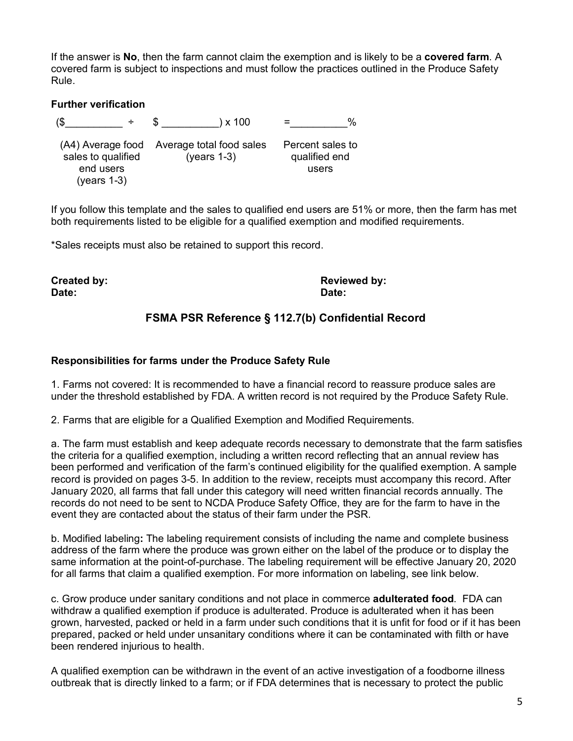If the answer is **No**, then the farm cannot claim the exemption and is likely to be a **covered farm**. A covered farm is subject to inspections and must follow the practices outlined in the Produce Safety Rule.

**Further verification**

| ($__________ | ÷ $ __________) x 100 | =__________% |
|---|---|---|
| (A4) Average food sales to qualified end users (years 1-3) | Average total food sales (years 1-3) | Percent sales to qualified end users |

If you follow this template and the sales to qualified end users are 51% or more, then the farm has met both requirements listed to be eligible for a qualified exemption and modified requirements.

*Sales receipts must also be retained to support this record.

**Created by:**
**Date:**

**Reviewed by:**
**Date:**

## FSMA PSR Reference § 112.7(b) Confidential Record

**Responsibilities for farms under the Produce Safety Rule**

1. Farms not covered: It is recommended to have a financial record to reassure produce sales are under the threshold established by FDA. A written record is not required by the Produce Safety Rule.

2. Farms that are eligible for a Qualified Exemption and Modified Requirements.

a. The farm must establish and keep adequate records necessary to demonstrate that the farm satisfies the criteria for a qualified exemption, including a written record reflecting that an annual review has been performed and verification of the farm's continued eligibility for the qualified exemption. A sample record is provided on pages 3-5. In addition to the review, receipts must accompany this record. After January 2020, all farms that fall under this category will need written financial records annually. The records do not need to be sent to NCDA Produce Safety Office, they are for the farm to have in the event they are contacted about the status of their farm under the PSR.

b. Modified labeling**:** The labeling requirement consists of including the name and complete business address of the farm where the produce was grown either on the label of the produce or to display the same information at the point-of-purchase. The labeling requirement will be effective January 20, 2020 for all farms that claim a qualified exemption. For more information on labeling, see link below.

c. Grow produce under sanitary conditions and not place in commerce **adulterated food**. FDA can withdraw a qualified exemption if produce is adulterated. Produce is adulterated when it has been grown, harvested, packed or held in a farm under such conditions that it is unfit for food or if it has been prepared, packed or held under unsanitary conditions where it can be contaminated with filth or have been rendered injurious to health.

A qualified exemption can be withdrawn in the event of an active investigation of a foodborne illness outbreak that is directly linked to a farm; or if FDA determines that is necessary to protect the public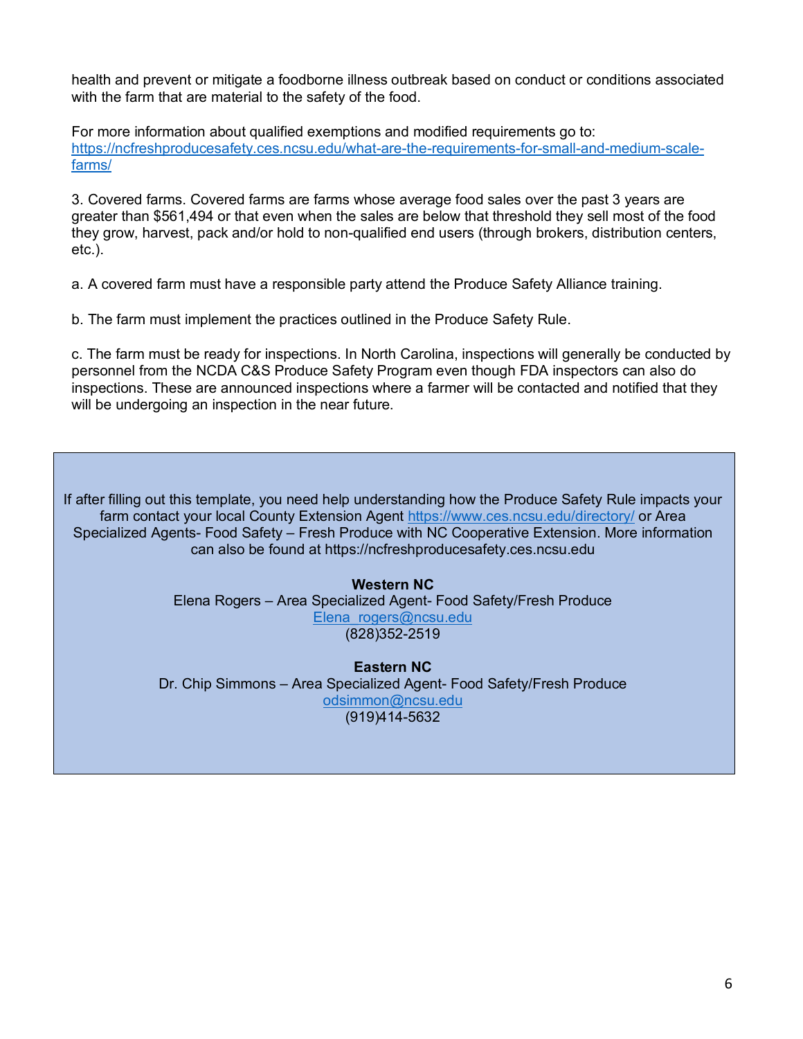health and prevent or mitigate a foodborne illness outbreak based on conduct or conditions associated with the farm that are material to the safety of the food.

For more information about qualified exemptions and modified requirements go to: https://ncfreshproducesafety.ces.ncsu.edu/what-are-the-requirements-for-small-and-medium-scale-farms/

3. Covered farms. Covered farms are farms whose average food sales over the past 3 years are greater than $561,494 or that even when the sales are below that threshold they sell most of the food they grow, harvest, pack and/or hold to non-qualified end users (through brokers, distribution centers, etc.).

a. A covered farm must have a responsible party attend the Produce Safety Alliance training.

b. The farm must implement the practices outlined in the Produce Safety Rule.

c. The farm must be ready for inspections. In North Carolina, inspections will generally be conducted by personnel from the NCDA C&S Produce Safety Program even though FDA inspectors can also do inspections. These are announced inspections where a farmer will be contacted and notified that they will be undergoing an inspection in the near future.

If after filling out this template, you need help understanding how the Produce Safety Rule impacts your farm contact your local County Extension Agent https://www.ces.ncsu.edu/directory/ or Area Specialized Agents- Food Safety – Fresh Produce with NC Cooperative Extension. More information can also be found at https://ncfreshproducesafety.ces.ncsu.edu

**Western NC**
Elena Rogers – Area Specialized Agent- Food Safety/Fresh Produce
Elena_rogers@ncsu.edu
(828)352-2519

**Eastern NC**
Dr. Chip Simmons – Area Specialized Agent- Food Safety/Fresh Produce
odsimmon@ncsu.edu
(919)414-5632